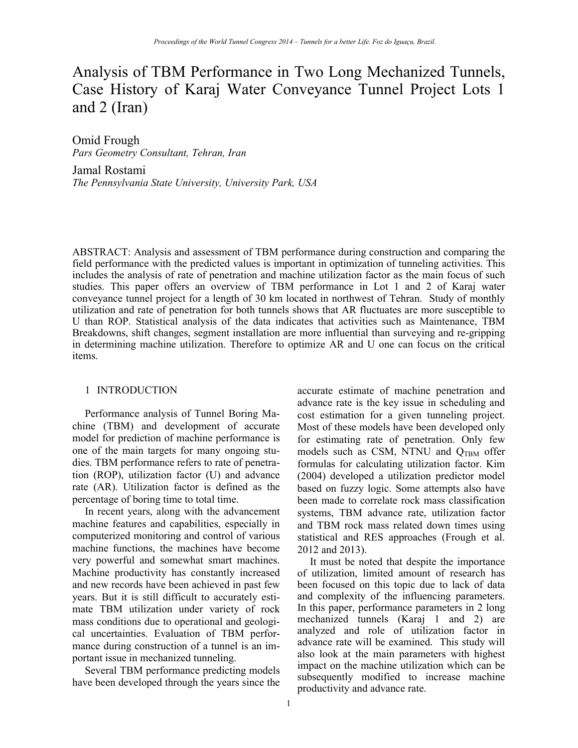# Analysis of TBM Performance in Two Long Mechanized Tunnels, Case History of Karaj Water Conveyance Tunnel Project Lots 1 and 2 (Iran)

Omid Frough
*Pars Geometry Consultant, Tehran, Iran*

Jamal Rostami
*The Pennsylvania State University, University Park, USA*

ABSTRACT: Analysis and assessment of TBM performance during construction and comparing the field performance with the predicted values is important in optimization of tunneling activities. This includes the analysis of rate of penetration and machine utilization factor as the main focus of such studies. This paper offers an overview of TBM performance in Lot 1 and 2 of Karaj water conveyance tunnel project for a length of 30 km located in northwest of Tehran. Study of monthly utilization and rate of penetration for both tunnels shows that AR fluctuates are more susceptible to U than ROP. Statistical analysis of the data indicates that activities such as Maintenance, TBM Breakdowns, shift changes, segment installation are more influential than surveying and re-gripping in determining machine utilization. Therefore to optimize AR and U one can focus on the critical items.

## 1 INTRODUCTION

Performance analysis of Tunnel Boring Machine (TBM) and development of accurate model for prediction of machine performance is one of the main targets for many ongoing studies. TBM performance refers to rate of penetration (ROP), utilization factor (U) and advance rate (AR). Utilization factor is defined as the percentage of boring time to total time.

In recent years, along with the advancement machine features and capabilities, especially in computerized monitoring and control of various machine functions, the machines have become very powerful and somewhat smart machines. Machine productivity has constantly increased and new records have been achieved in past few years. But it is still difficult to accurately estimate TBM utilization under variety of rock mass conditions due to operational and geological uncertainties. Evaluation of TBM performance during construction of a tunnel is an important issue in mechanized tunneling.

Several TBM performance predicting models have been developed through the years since the accurate estimate of machine penetration and advance rate is the key issue in scheduling and cost estimation for a given tunneling project. Most of these models have been developed only for estimating rate of penetration. Only few models such as CSM, NTNU and $Q_{TBM}$ offer formulas for calculating utilization factor. Kim (2004) developed a utilization predictor model based on fuzzy logic. Some attempts also have been made to correlate rock mass classification systems, TBM advance rate, utilization factor and TBM rock mass related down times using statistical and RES approaches (Frough et al. 2012 and 2013).

It must be noted that despite the importance of utilization, limited amount of research has been focused on this topic due to lack of data and complexity of the influencing parameters. In this paper, performance parameters in 2 long mechanized tunnels (Karaj 1 and 2) are analyzed and role of utilization factor in advance rate will be examined. This study will also look at the main parameters with highest impact on the machine utilization which can be subsequently modified to increase machine productivity and advance rate.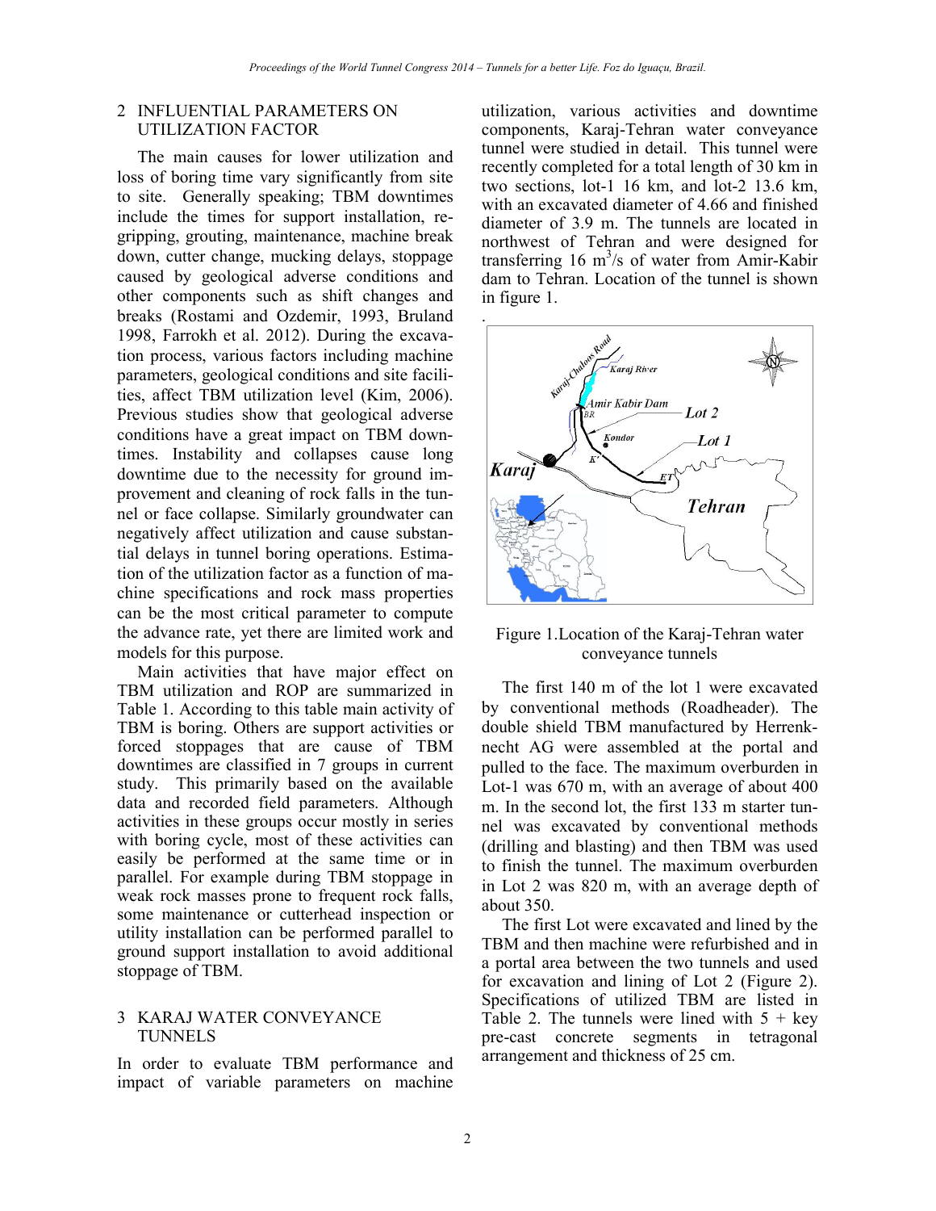## 2 INFLUENTIAL PARAMETERS ON UTILIZATION FACTOR

The main causes for lower utilization and loss of boring time vary significantly from site to site. Generally speaking; TBM downtimes include the times for support installation, re-gripping, grouting, maintenance, machine break down, cutter change, mucking delays, stoppage caused by geological adverse conditions and other components such as shift changes and breaks (Rostami and Ozdemir, 1993, Bruland 1998, Farrokh et al. 2012). During the excavation process, various factors including machine parameters, geological conditions and site facilities, affect TBM utilization level (Kim, 2006). Previous studies show that geological adverse conditions have a great impact on TBM downtimes. Instability and collapses cause long downtime due to the necessity for ground improvement and cleaning of rock falls in the tunnel or face collapse. Similarly groundwater can negatively affect utilization and cause substantial delays in tunnel boring operations. Estimation of the utilization factor as a function of machine specifications and rock mass properties can be the most critical parameter to compute the advance rate, yet there are limited work and models for this purpose.

Main activities that have major effect on TBM utilization and ROP are summarized in Table 1. According to this table main activity of TBM is boring. Others are support activities or forced stoppages that are cause of TBM downtimes are classified in 7 groups in current study. This primarily based on the available data and recorded field parameters. Although activities in these groups occur mostly in series with boring cycle, most of these activities can easily be performed at the same time or in parallel. For example during TBM stoppage in weak rock masses prone to frequent rock falls, some maintenance or cutterhead inspection or utility installation can be performed parallel to ground support installation to avoid additional stoppage of TBM.

## 3 KARAJ WATER CONVEYANCE TUNNELS

In order to evaluate TBM performance and impact of variable parameters on machine utilization, various activities and downtime components, Karaj-Tehran water conveyance tunnel were studied in detail. This tunnel were recently completed for a total length of 30 km in two sections, lot-1 16 km, and lot-2 13.6 km, with an excavated diameter of 4.66 and finished diameter of 3.9 m. The tunnels are located in northwest of Tehran and were designed for transferring 16 $m^3/s$ of water from Amir-Kabir dam to Tehran. Location of the tunnel is shown in figure 1.

Figure 1.Location of the Karaj-Tehran water conveyance tunnels

The first 140 m of the lot 1 were excavated by conventional methods (Roadheader). The double shield TBM manufactured by Herrenknecht AG were assembled at the portal and pulled to the face. The maximum overburden in Lot-1 was 670 m, with an average of about 400 m. In the second lot, the first 133 m starter tunnel was excavated by conventional methods (drilling and blasting) and then TBM was used to finish the tunnel. The maximum overburden in Lot 2 was 820 m, with an average depth of about 350.

The first Lot were excavated and lined by the TBM and then machine were refurbished and in a portal area between the two tunnels and used for excavation and lining of Lot 2 (Figure 2). Specifications of utilized TBM are listed in Table 2. The tunnels were lined with 5 + key pre-cast concrete segments in tetragonal arrangement and thickness of 25 cm.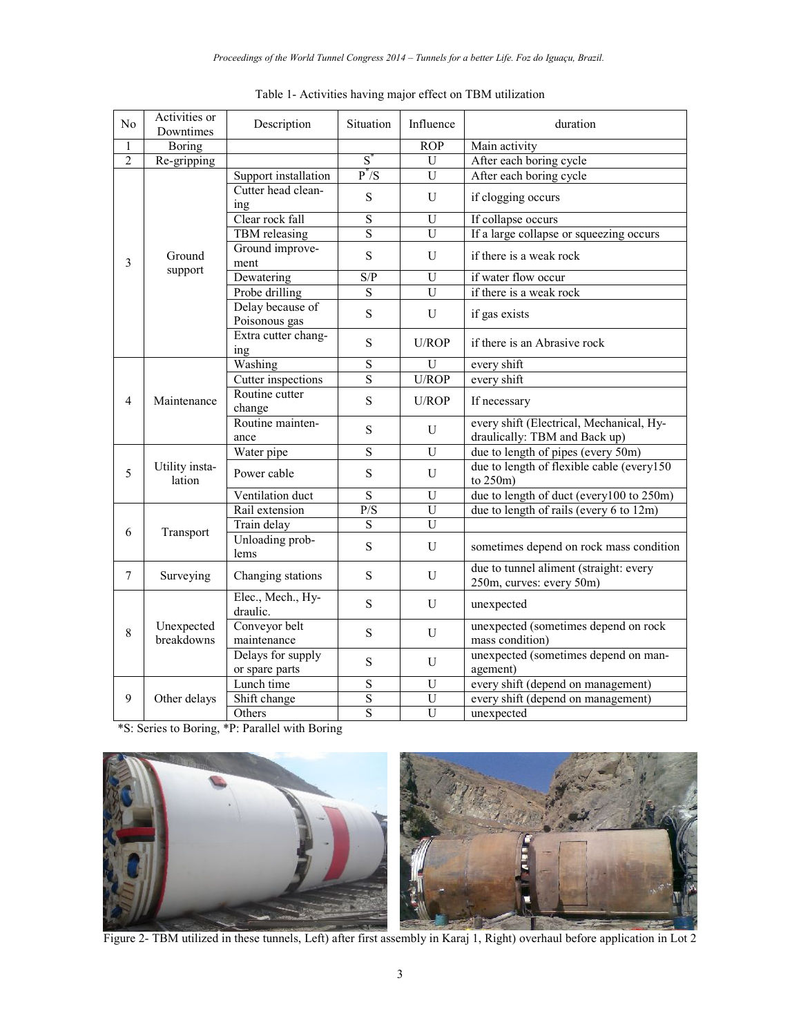Table 1- Activities having major effect on TBM utilization

| No | Activities or Downtimes | Description | Situation | Influence | duration |
|---|---|---|---|---|---|
| 1 | Boring | | | ROP | Main activity |
| 2 | Re-gripping | | S* | U | After each boring cycle |
| 3 | Ground support | Support installation | P*/S | U | After each boring cycle |
| | | Cutter head cleaning | S | U | if clogging occurs |
| | | Clear rock fall | S | U | If collapse occurs |
| | | TBM releasing | S | U | If a large collapse or squeezing occurs |
| | | Ground improvement | S | U | if there is a weak rock |
| | | Dewatering | S/P | U | if water flow occur |
| | | Probe drilling | S | U | if there is a weak rock |
| | | Delay because of Poisonous gas | S | U | if gas exists |
| | | Extra cutter changing | S | U/ROP | if there is an Abrasive rock |
| 4 | Maintenance | Washing | S | U | every shift |
| | | Cutter inspections | S | U/ROP | every shift |
| | | Routine cutter change | S | U/ROP | If necessary |
| | | Routine maintenance | S | U | every shift (Electrical, Mechanical, Hydraulically: TBM and Back up) |
| 5 | Utility instalation | Water pipe | S | U | due to length of pipes (every 50m) |
| | | Power cable | S | U | due to length of flexible cable (every150 to 250m) |
| | | Ventilation duct | S | U | due to length of duct (every100 to 250m) |
| 6 | Transport | Rail extension | P/S | U | due to length of rails (every 6 to 12m) |
| | | Train delay | S | U | |
| | | Unloading problems | S | U | sometimes depend on rock mass condition |
| 7 | Surveying | Changing stations | S | U | due to tunnel aliment (straight: every 250m, curves: every 50m) |
| 8 | Unexpected breakdowns | Elec., Mech., Hydraulic. | S | U | unexpected |
| | | Conveyor belt maintenance | S | U | unexpected (sometimes depend on rock mass condition) |
| | | Delays for supply or spare parts | S | U | unexpected (sometimes depend on management) |
| 9 | Other delays | Lunch time | S | U | every shift (depend on management) |
| | | Shift change | S | U | every shift (depend on management) |
| | | Others | S | U | unexpected |

*S: Series to Boring, *P: Parallel with Boring

Figure 2- TBM utilized in these tunnels, Left) after first assembly in Karaj 1, Right) overhaul before application in Lot 2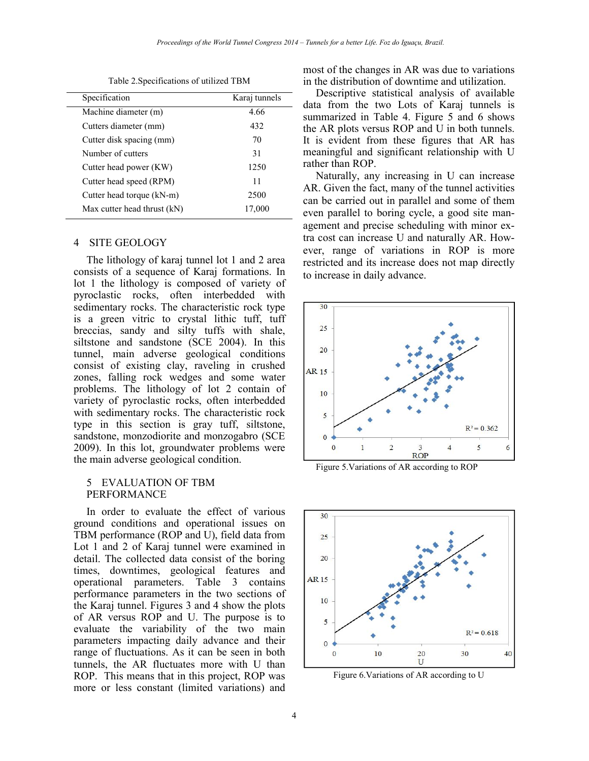Table 2.Specifications of utilized TBM

| Specification | Karaj tunnels |
|---|---|
| Machine diameter (m) | 4.66 |
| Cutters diameter (mm) | 432 |
| Cutter disk spacing (mm) | 70 |
| Number of cutters | 31 |
| Cutter head power (KW) | 1250 |
| Cutter head speed (RPM) | 11 |
| Cutter head torque (kN-m) | 2500 |
| Max cutter head thrust (kN) | 17,000 |

## 4 SITE GEOLOGY

The lithology of karaj tunnel lot 1 and 2 area consists of a sequence of Karaj formations. In lot 1 the lithology is composed of variety of pyroclastic rocks, often interbedded with sedimentary rocks. The characteristic rock type is a green vitric to crystal lithic tuff, tuff breccias, sandy and silty tuffs with shale, siltstone and sandstone (SCE 2004). In this tunnel, main adverse geological conditions consist of existing clay, raveling in crushed zones, falling rock wedges and some water problems. The lithology of lot 2 contain of variety of pyroclastic rocks, often interbedded with sedimentary rocks. The characteristic rock type in this section is gray tuff, siltstone, sandstone, monzodiorite and monzogabro (SCE 2009). In this lot, groundwater problems were the main adverse geological condition.

## 5 EVALUATION OF TBM PERFORMANCE

In order to evaluate the effect of various ground conditions and operational issues on TBM performance (ROP and U), field data from Lot 1 and 2 of Karaj tunnel were examined in detail. The collected data consist of the boring times, downtimes, geological features and operational parameters. Table 3 contains performance parameters in the two sections of the Karaj tunnel. Figures 3 and 4 show the plots of AR versus ROP and U. The purpose is to evaluate the variability of the two main parameters impacting daily advance and their range of fluctuations. As it can be seen in both tunnels, the AR fluctuates more with U than ROP. This means that in this project, ROP was more or less constant (limited variations) and most of the changes in AR was due to variations in the distribution of downtime and utilization.

Descriptive statistical analysis of available data from the two Lots of Karaj tunnels is summarized in Table 4. Figure 5 and 6 shows the AR plots versus ROP and U in both tunnels. It is evident from these figures that AR has meaningful and significant relationship with U rather than ROP.

Naturally, any increasing in U can increase AR. Given the fact, many of the tunnel activities can be carried out in parallel and some of them even parallel to boring cycle, a good site management and precise scheduling with minor extra cost can increase U and naturally AR. However, range of variations in ROP is more restricted and its increase does not map directly to increase in daily advance.

Figure 5.Variations of AR according to ROP

Figure 6.Variations of AR according to U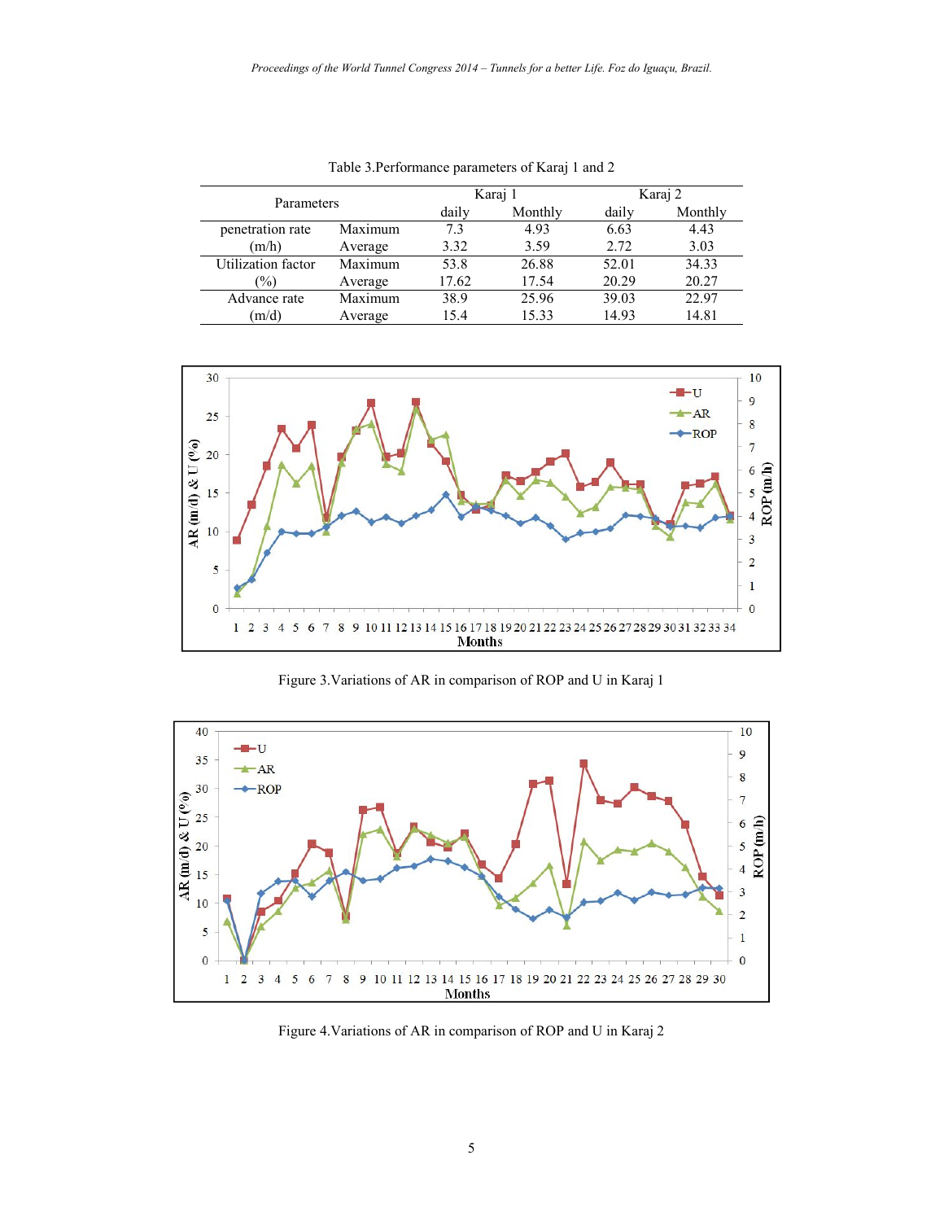Table 3.Performance parameters of Karaj 1 and 2

| Parameters | | Karaj 1 | | Karaj 2 | |
|---|---|---|---|---|---|
| | | daily | Monthly | daily | Monthly |
| penetration rate (m/h) | Maximum | 7.3 | 4.93 | 6.63 | 4.43 |
| | Average | 3.32 | 3.59 | 2.72 | 3.03 |
| Utilization factor (%) | Maximum | 53.8 | 26.88 | 52.01 | 34.33 |
| | Average | 17.62 | 17.54 | 20.29 | 20.27 |
| Advance rate (m/d) | Maximum | 38.9 | 25.96 | 39.03 | 22.97 |
| | Average | 15.4 | 15.33 | 14.93 | 14.81 |

Figure 3.Variations of AR in comparison of ROP and U in Karaj 1

Figure 4.Variations of AR in comparison of ROP and U in Karaj 2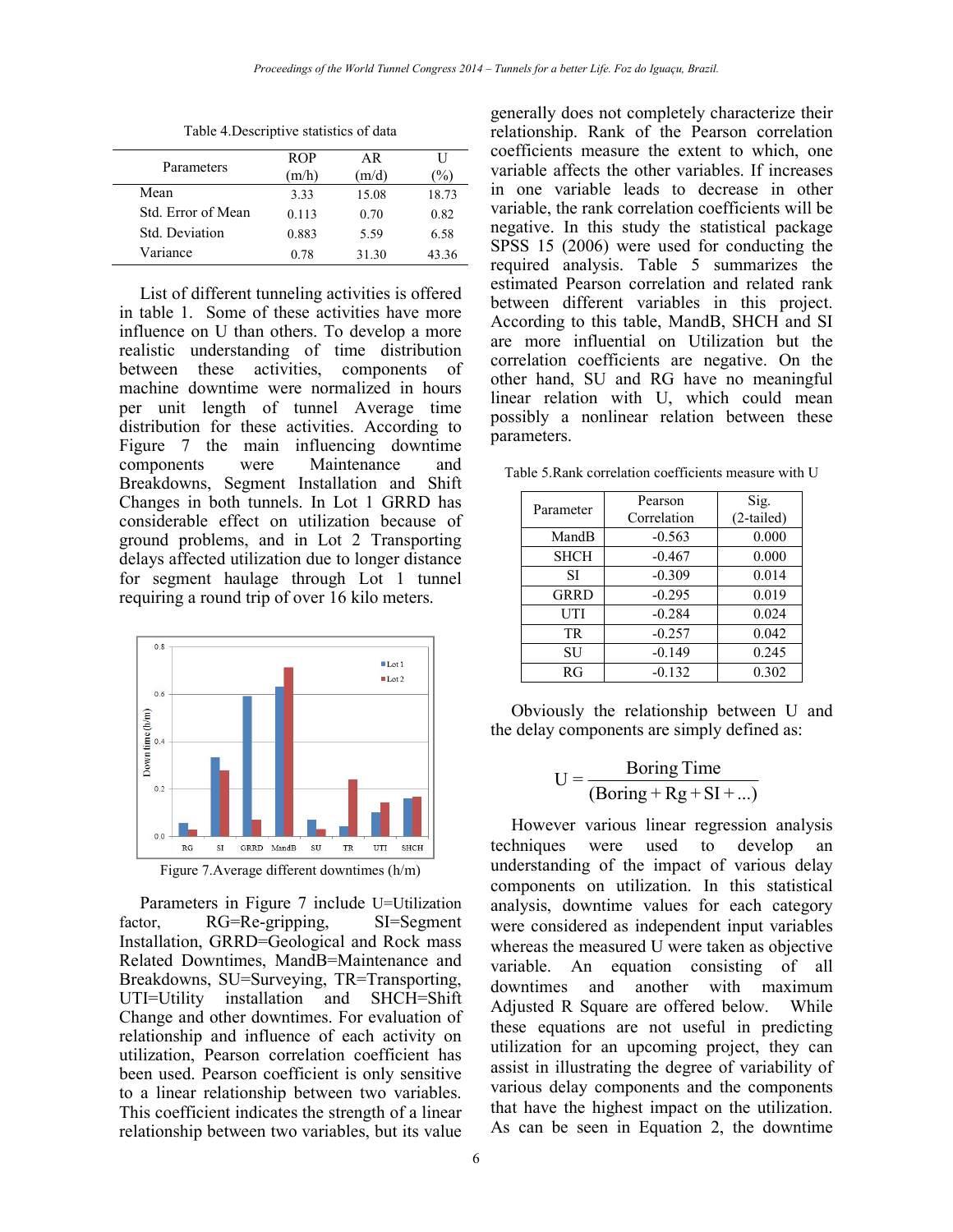Table 4.Descriptive statistics of data

| Parameters | ROP (m/h) | AR (m/d) | U (%) |
|---|---|---|---|
| Mean | 3.33 | 15.08 | 18.73 |
| Std. Error of Mean | 0.113 | 0.70 | 0.82 |
| Std. Deviation | 0.883 | 5.59 | 6.58 |
| Variance | 0.78 | 31.30 | 43.36 |

List of different tunneling activities is offered in table 1. Some of these activities have more influence on U than others. To develop a more realistic understanding of time distribution between these activities, components of machine downtime were normalized in hours per unit length of tunnel Average time distribution for these activities. According to Figure 7 the main influencing downtime components were Maintenance and Breakdowns, Segment Installation and Shift Changes in both tunnels. In Lot 1 GRRD has considerable effect on utilization because of ground problems, and in Lot 2 Transporting delays affected utilization due to longer distance for segment haulage through Lot 1 tunnel requiring a round trip of over 16 kilo meters.

Figure 7.Average different downtimes (h/m)

Parameters in Figure 7 include U=Utilization factor, RG=Re-gripping, SI=Segment Installation, GRRD=Geological and Rock mass Related Downtimes, MandB=Maintenance and Breakdowns, SU=Surveying, TR=Transporting, UTI=Utility installation and SHCH=Shift Change and other downtimes. For evaluation of relationship and influence of each activity on utilization, Pearson correlation coefficient has been used. Pearson coefficient is only sensitive to a linear relationship between two variables. This coefficient indicates the strength of a linear relationship between two variables, but its value generally does not completely characterize their relationship. Rank of the Pearson correlation coefficients measure the extent to which, one variable affects the other variables. If increases in one variable leads to decrease in other variable, the rank correlation coefficients will be negative. In this study the statistical package SPSS 15 (2006) were used for conducting the required analysis. Table 5 summarizes the estimated Pearson correlation and related rank between different variables in this project. According to this table, MandB, SHCH and SI are more influential on Utilization but the correlation coefficients are negative. On the other hand, SU and RG have no meaningful linear relation with U, which could mean possibly a nonlinear relation between these parameters.

Table 5.Rank correlation coefficients measure with U

| Parameter | Pearson Correlation | Sig. (2-tailed) |
|---|---|---|
| MandB | -0.563 | 0.000 |
| SHCH | -0.467 | 0.000 |
| SI | -0.309 | 0.014 |
| GRRD | -0.295 | 0.019 |
| UTI | -0.284 | 0.024 |
| TR | -0.257 | 0.042 |
| SU | -0.149 | 0.245 |
| RG | -0.132 | 0.302 |

Obviously the relationship between U and the delay components are simply defined as:

$$U = \frac{\text{Boring Time}}{(\text{Boring} + \text{Rg} + \text{SI} + \ldots)}$$

However various linear regression analysis techniques were used to develop an understanding of the impact of various delay components on utilization. In this statistical analysis, downtime values for each category were considered as independent input variables whereas the measured U were taken as objective variable. An equation consisting of all downtimes and another with maximum Adjusted R Square are offered below. While these equations are not useful in predicting utilization for an upcoming project, they can assist in illustrating the degree of variability of various delay components and the components that have the highest impact on the utilization. As can be seen in Equation 2, the downtime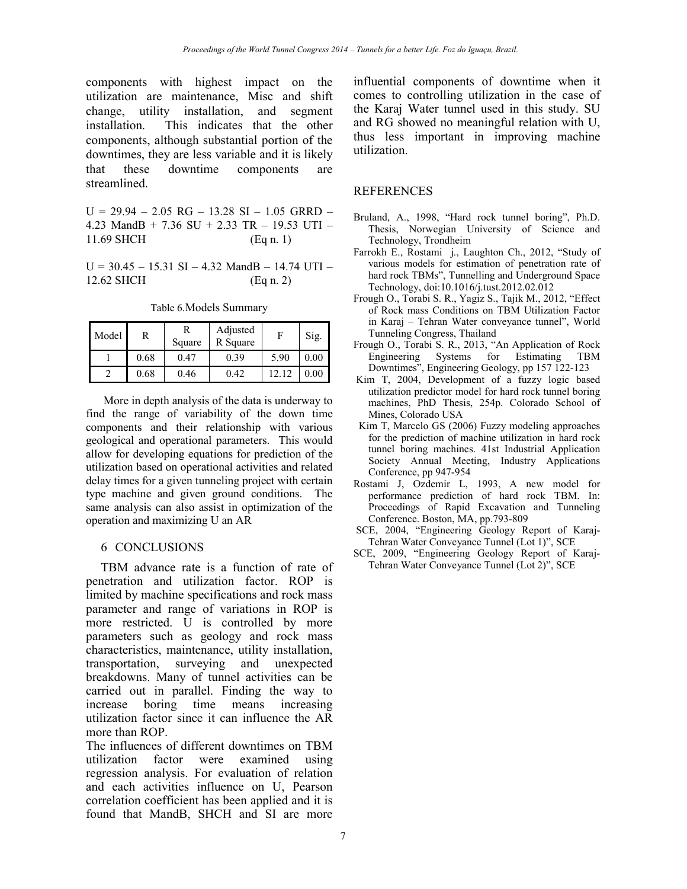components with highest impact on the utilization are maintenance, Misc and shift change, utility installation, and segment installation. This indicates that the other components, although substantial portion of the downtimes, they are less variable and it is likely that these downtime components are streamlined.

$$U = 29.94 - 2.05\ RG - 13.28\ SI - 1.05\ GRRD - 4.23\ MandB + 7.36\ SU + 2.33\ TR - 19.53\ UTI - 11.69\ SHCH \quad \text{(Eq n. 1)}$$

$$U = 30.45 - 15.31\ SI - 4.32\ MandB - 14.74\ UTI - 12.62\ SHCH \quad \text{(Eq n. 2)}$$

Table 6.Models Summary

| Model | R | R Square | Adjusted R Square | F | Sig. |
|---|---|---|---|---|---|
| 1 | 0.68 | 0.47 | 0.39 | 5.90 | 0.00 |
| 2 | 0.68 | 0.46 | 0.42 | 12.12 | 0.00 |

More in depth analysis of the data is underway to find the range of variability of the down time components and their relationship with various geological and operational parameters. This would allow for developing equations for prediction of the utilization based on operational activities and related delay times for a given tunneling project with certain type machine and given ground conditions. The same analysis can also assist in optimization of the operation and maximizing U an AR

## 6 CONCLUSIONS

TBM advance rate is a function of rate of penetration and utilization factor. ROP is limited by machine specifications and rock mass parameter and range of variations in ROP is more restricted. U is controlled by more parameters such as geology and rock mass characteristics, maintenance, utility installation, transportation, surveying and unexpected breakdowns. Many of tunnel activities can be carried out in parallel. Finding the way to increase boring time means increasing utilization factor since it can influence the AR more than ROP.

The influences of different downtimes on TBM utilization factor were examined using regression analysis. For evaluation of relation and each activities influence on U, Pearson correlation coefficient has been applied and it is found that MandB, SHCH and SI are more influential components of downtime when it comes to controlling utilization in the case of the Karaj Water tunnel used in this study. SU and RG showed no meaningful relation with U, thus less important in improving machine utilization.

## REFERENCES

Bruland, A., 1998, "Hard rock tunnel boring", Ph.D. Thesis, Norwegian University of Science and Technology, Trondheim

Farrokh E., Rostami j., Laughton Ch., 2012, "Study of various models for estimation of penetration rate of hard rock TBMs", Tunnelling and Underground Space Technology, doi:10.1016/j.tust.2012.02.012

Frough O., Torabi S. R., Yagiz S., Tajik M., 2012, "Effect of Rock mass Conditions on TBM Utilization Factor in Karaj – Tehran Water conveyance tunnel", World Tunneling Congress, Thailand

Frough O., Torabi S. R., 2013, "An Application of Rock Engineering Systems for Estimating TBM Downtimes", Engineering Geology, pp 157 122-123

Kim T, 2004, Development of a fuzzy logic based utilization predictor model for hard rock tunnel boring machines, PhD Thesis, 254p. Colorado School of Mines, Colorado USA

Kim T, Marcelo GS (2006) Fuzzy modeling approaches for the prediction of machine utilization in hard rock tunnel boring machines. 41st Industrial Application Society Annual Meeting, Industry Applications Conference, pp 947-954

Rostami J, Ozdemir L, 1993, A new model for performance prediction of hard rock TBM. In: Proceedings of Rapid Excavation and Tunneling Conference. Boston, MA, pp.793-809

SCE, 2004, "Engineering Geology Report of Karaj-Tehran Water Conveyance Tunnel (Lot 1)", SCE

SCE, 2009, "Engineering Geology Report of Karaj-Tehran Water Conveyance Tunnel (Lot 2)", SCE